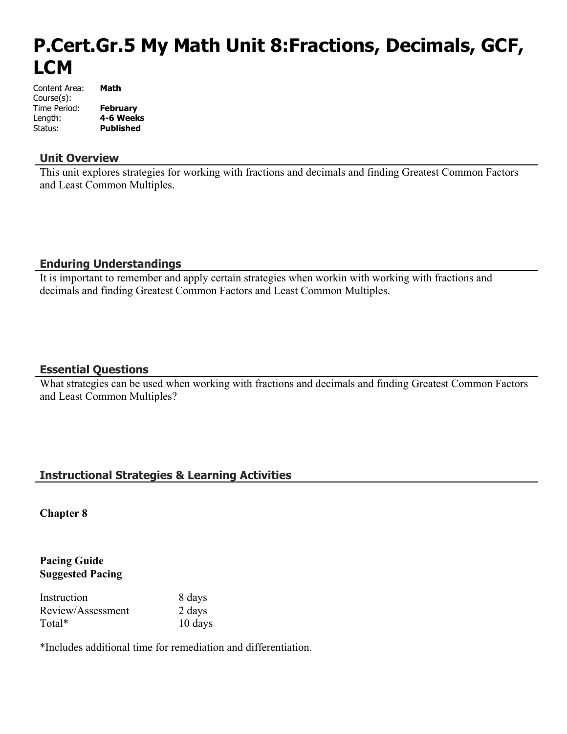# P.Cert.Gr.5 My Math Unit 8:Fractions, Decimals, GCF, LCM

| | |
|---|---|
| Content Area: | **Math** |
| Course(s): | |
| Time Period: | **February** |
| Length: | **4-6 Weeks** |
| Status: | **Published** |

## Unit Overview

This unit explores strategies for working with fractions and decimals and finding Greatest Common Factors and Least Common Multiples.

## Enduring Understandings

It is important to remember and apply certain strategies when workin with working with fractions and decimals and finding Greatest Common Factors and Least Common Multiples.

## Essential Questions

What strategies can be used when working with fractions and decimals and finding Greatest Common Factors and Least Common Multiples?

## Instructional Strategies & Learning Activities

**Chapter 8**

**Pacing Guide**
**Suggested Pacing**

| | |
|---|---|
| Instruction | 8 days |
| Review/Assessment | 2 days |
| Total* | 10 days |

*Includes additional time for remediation and differentiation.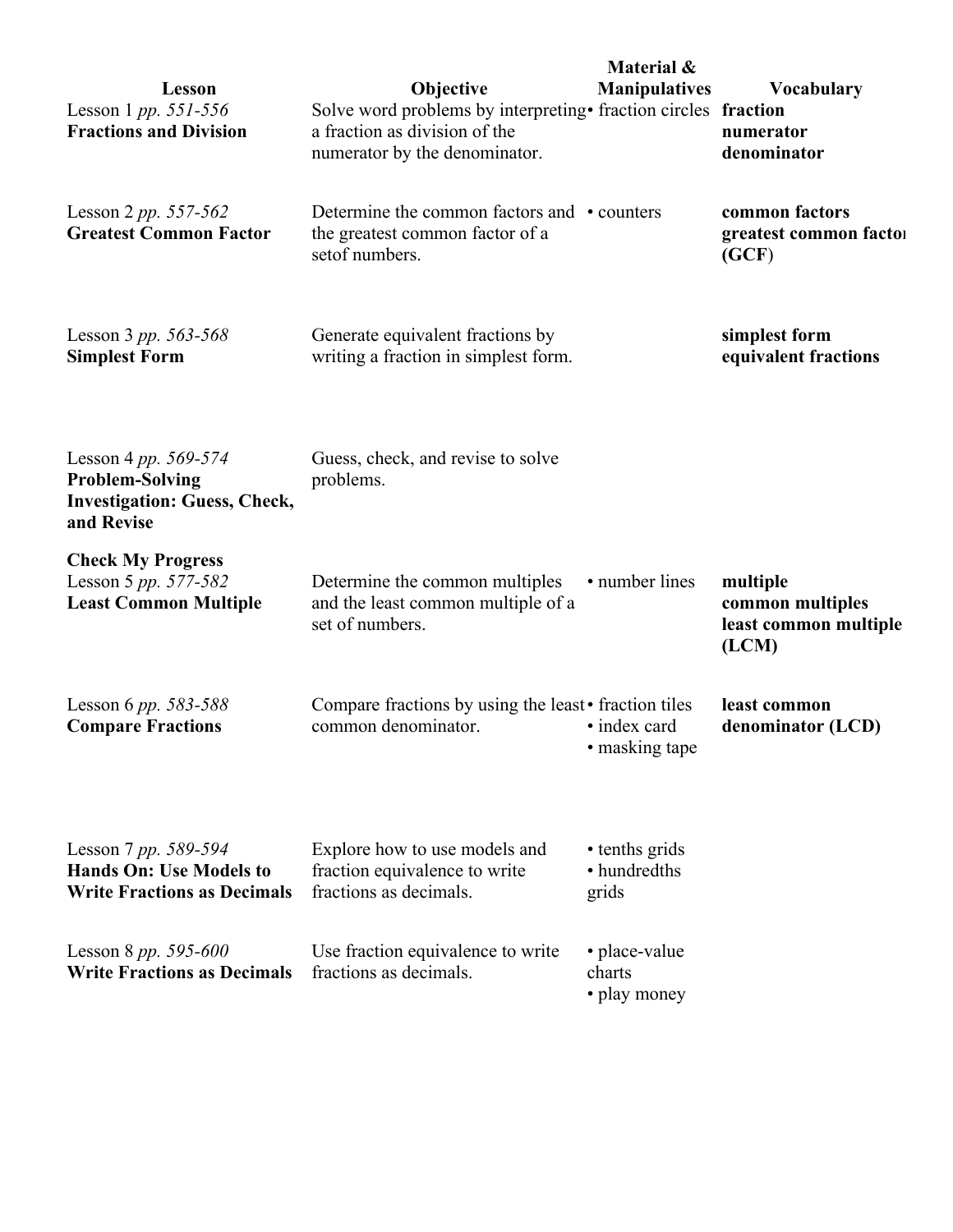| Lesson | Objective | Material & Manipulatives | Vocabulary |
| --- | --- | --- | --- |
| Lesson 1 *pp. 551-556* **Fractions and Division** | Solve word problems by interpreting a fraction as division of the numerator by the denominator. | • fraction circles | **fraction** **numerator** **denominator** |
| Lesson 2 *pp. 557-562* **Greatest Common Factor** | Determine the common factors and the greatest common factor of a setof numbers. | • counters | **common factors** **greatest common factor (GCF)** |
| Lesson 3 *pp. 563-568* **Simplest Form** | Generate equivalent fractions by writing a fraction in simplest form. | | **simplest form** **equivalent fractions** |
| Lesson 4 *pp. 569-574* **Problem-Solving Investigation: Guess, Check, and Revise** | Guess, check, and revise to solve problems. | | |
| **Check My Progress** | | | |
| Lesson 5 *pp. 577-582* **Least Common Multiple** | Determine the common multiples and the least common multiple of a set of numbers. | • number lines | **multiple** **common multiples** **least common multiple (LCM)** |
| Lesson 6 *pp. 583-588* **Compare Fractions** | Compare fractions by using the least common denominator. | • fraction tiles • index card • masking tape | **least common denominator (LCD)** |
| Lesson 7 *pp. 589-594* **Hands On: Use Models to Write Fractions as Decimals** | Explore how to use models and fraction equivalence to write fractions as decimals. | • tenths grids • hundredths grids | |
| Lesson 8 *pp. 595-600* **Write Fractions as Decimals** | Use fraction equivalence to write fractions as decimals. | • place-value charts • play money | |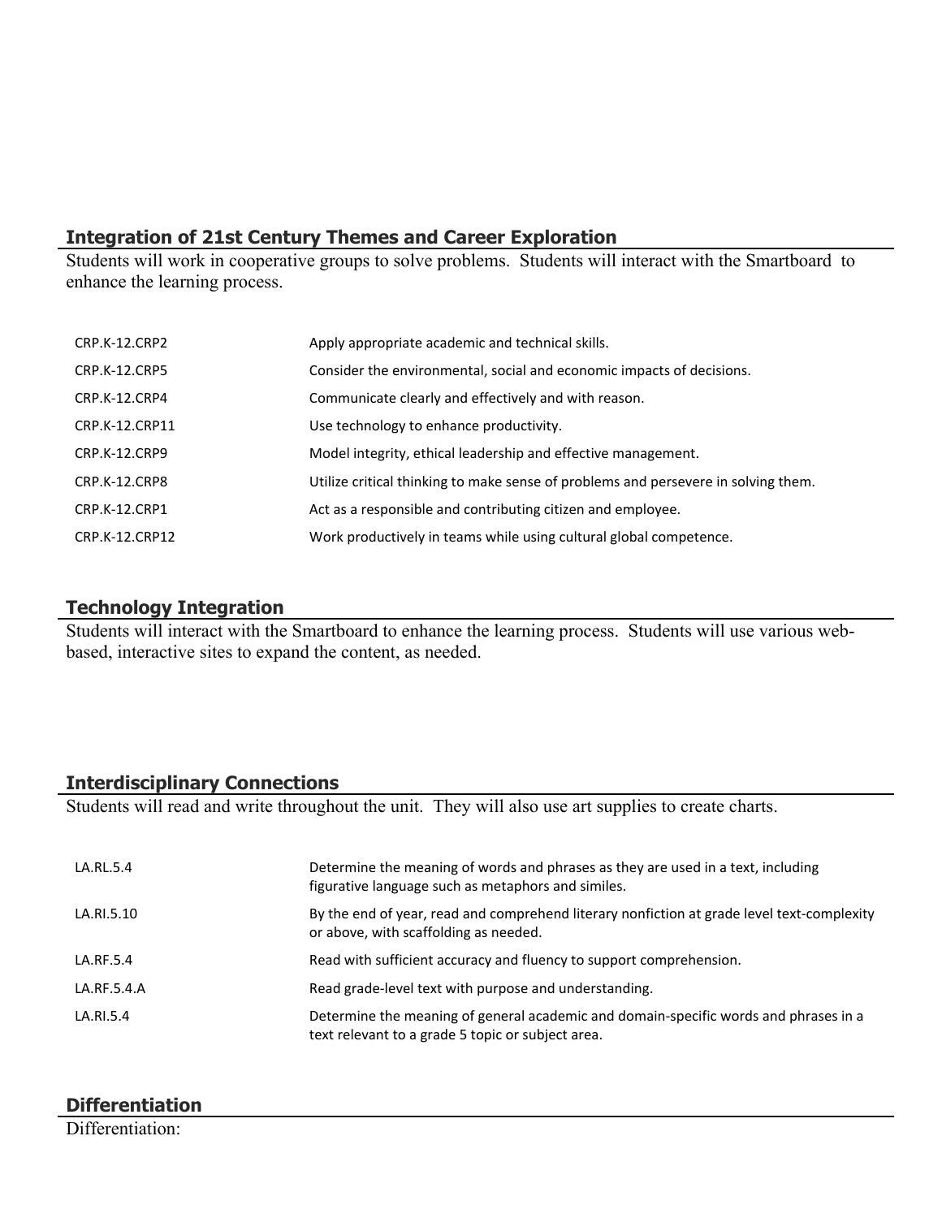## Integration of 21st Century Themes and Career Exploration

Students will work in cooperative groups to solve problems. Students will interact with the Smartboard to enhance the learning process.

| | |
|---|---|
| CRP.K-12.CRP2 | Apply appropriate academic and technical skills. |
| CRP.K-12.CRP5 | Consider the environmental, social and economic impacts of decisions. |
| CRP.K-12.CRP4 | Communicate clearly and effectively and with reason. |
| CRP.K-12.CRP11 | Use technology to enhance productivity. |
| CRP.K-12.CRP9 | Model integrity, ethical leadership and effective management. |
| CRP.K-12.CRP8 | Utilize critical thinking to make sense of problems and persevere in solving them. |
| CRP.K-12.CRP1 | Act as a responsible and contributing citizen and employee. |
| CRP.K-12.CRP12 | Work productively in teams while using cultural global competence. |

## Technology Integration

Students will interact with the Smartboard to enhance the learning process. Students will use various web-based, interactive sites to expand the content, as needed.

## Interdisciplinary Connections

Students will read and write throughout the unit. They will also use art supplies to create charts.

| | |
|---|---|
| LA.RL.5.4 | Determine the meaning of words and phrases as they are used in a text, including figurative language such as metaphors and similes. |
| LA.RI.5.10 | By the end of year, read and comprehend literary nonfiction at grade level text-complexity or above, with scaffolding as needed. |
| LA.RF.5.4 | Read with sufficient accuracy and fluency to support comprehension. |
| LA.RF.5.4.A | Read grade-level text with purpose and understanding. |
| LA.RI.5.4 | Determine the meaning of general academic and domain-specific words and phrases in a text relevant to a grade 5 topic or subject area. |

## Differentiation

Differentiation: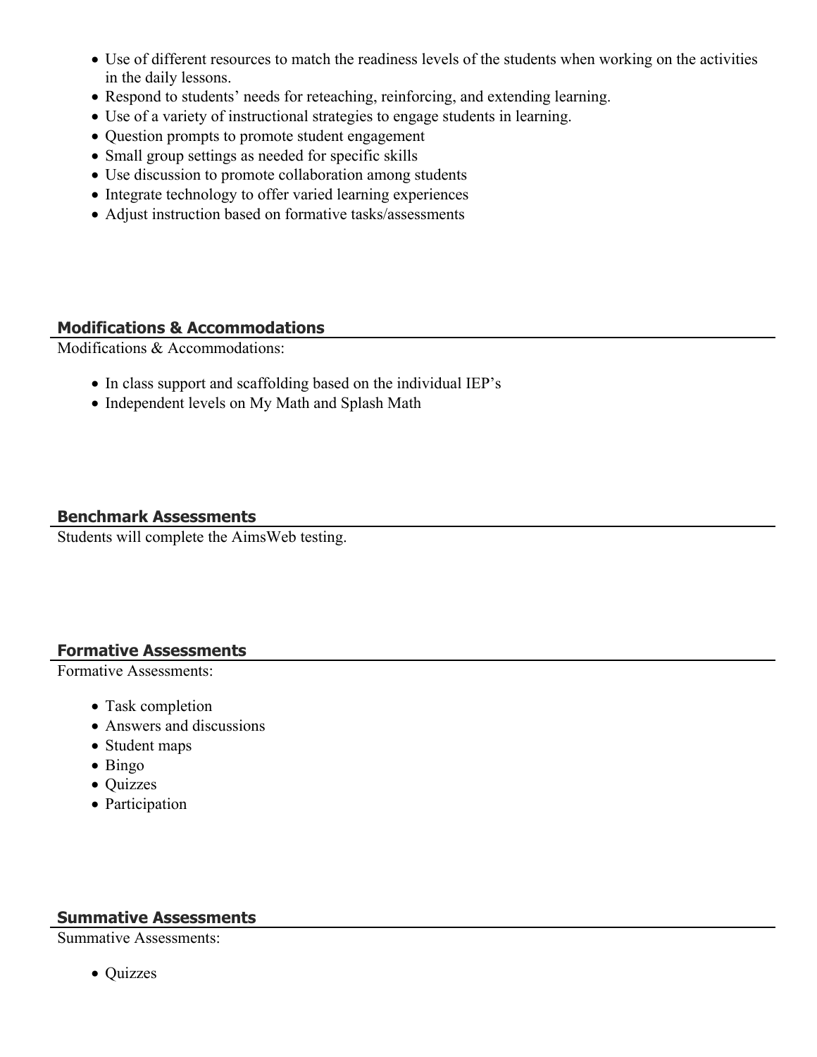- Use of different resources to match the readiness levels of the students when working on the activities in the daily lessons.
- Respond to students' needs for reteaching, reinforcing, and extending learning.
- Use of a variety of instructional strategies to engage students in learning.
- Question prompts to promote student engagement
- Small group settings as needed for specific skills
- Use discussion to promote collaboration among students
- Integrate technology to offer varied learning experiences
- Adjust instruction based on formative tasks/assessments

## Modifications & Accommodations

Modifications & Accommodations:

- In class support and scaffolding based on the individual IEP's
- Independent levels on My Math and Splash Math

## Benchmark Assessments

Students will complete the AimsWeb testing.

## Formative Assessments

Formative Assessments:

- Task completion
- Answers and discussions
- Student maps
- Bingo
- Quizzes
- Participation

## Summative Assessments

Summative Assessments:

- Quizzes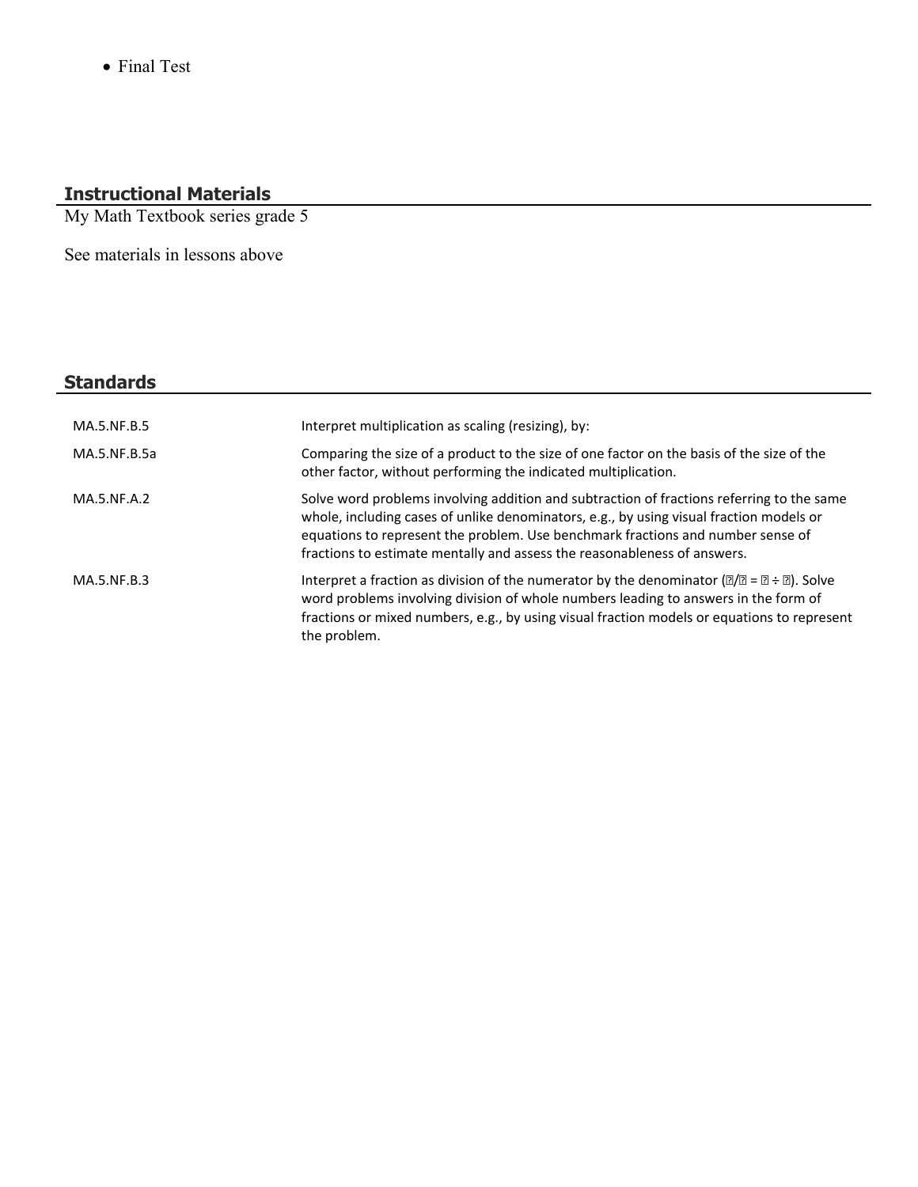- Final Test

## Instructional Materials

My Math Textbook series grade 5

See materials in lessons above

## Standards

| | |
|---|---|
| MA.5.NF.B.5 | Interpret multiplication as scaling (resizing), by: |
| MA.5.NF.B.5a | Comparing the size of a product to the size of one factor on the basis of the size of the other factor, without performing the indicated multiplication. |
| MA.5.NF.A.2 | Solve word problems involving addition and subtraction of fractions referring to the same whole, including cases of unlike denominators, e.g., by using visual fraction models or equations to represent the problem. Use benchmark fractions and number sense of fractions to estimate mentally and assess the reasonableness of answers. |
| MA.5.NF.B.3 | Interpret a fraction as division of the numerator by the denominator (�/� = � ÷ �). Solve word problems involving division of whole numbers leading to answers in the form of fractions or mixed numbers, e.g., by using visual fraction models or equations to represent the problem. |